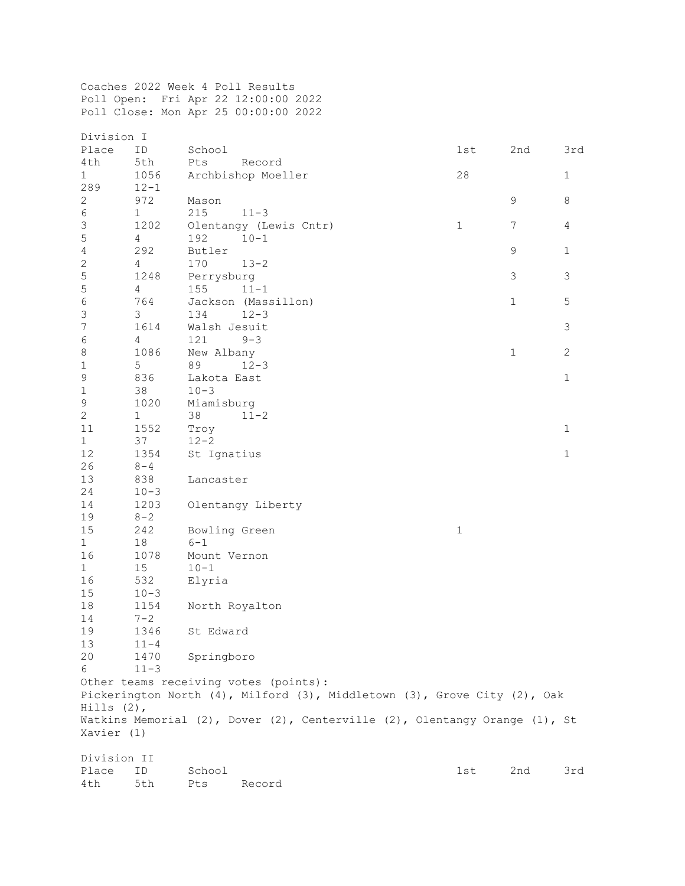Coaches 2022 Week 4 Poll Results
Poll Open: Fri Apr 22 12:00:00 2022
Poll Close: Mon Apr 25 00:00:00 2022

## Division I

| Place | ID | School | 1st | 2nd | 3rd | 4th | 5th | Pts | Record |
|---|---|---|---|---|---|---|---|---|---|
| 1 | 1056 | Archbishop Moeller | 28 | | 1 | | | 289 | 12-1 |
| 2 | 972 | Mason | | 9 | 8 | 6 | 1 | 215 | 11-3 |
| 3 | 1202 | Olentangy (Lewis Cntr) | 1 | 7 | 4 | 5 | 4 | 192 | 10-1 |
| 4 | 292 | Butler | | 9 | 1 | 2 | 4 | 170 | 13-2 |
| 5 | 1248 | Perrysburg | | 3 | 3 | 5 | 4 | 155 | 11-1 |
| 6 | 764 | Jackson (Massillon) | | 1 | 5 | 3 | 3 | 134 | 12-3 |
| 7 | 1614 | Walsh Jesuit | | | 3 | 6 | 4 | 121 | 9-3 |
| 8 | 1086 | New Albany | | 1 | 2 | 1 | 5 | 89 | 12-3 |
| 9 | 836 | Lakota East | | | 1 | 1 | | 38 | 10-3 |
| 9 | 1020 | Miamisburg | | | | 2 | 1 | 38 | 11-2 |
| 11 | 1552 | Troy | | | 1 | 1 | | 37 | 12-2 |
| 12 | 1354 | St Ignatius | | | 1 | | | 26 | 8-4 |
| 13 | 838 | Lancaster | | | | | | 24 | 10-3 |
| 14 | 1203 | Olentangy Liberty | | | | | | 19 | 8-2 |
| 15 | 242 | Bowling Green | 1 | | | 1 | | 18 | 6-1 |
| 16 | 1078 | Mount Vernon | | | | 1 | | 15 | 10-1 |
| 16 | 532 | Elyria | | | | | | 15 | 10-3 |
| 18 | 1154 | North Royalton | | | | | | 14 | 7-2 |
| 19 | 1346 | St Edward | | | | | | 13 | 11-4 |
| 20 | 1470 | Springboro | | | | | | 6 | 11-3 |

Other teams receiving votes (points):
Pickerington North (4), Milford (3), Middletown (3), Grove City (2), Oak Hills (2),
Watkins Memorial (2), Dover (2), Centerville (2), Olentangy Orange (1), St Xavier (1)

## Division II

| Place | ID | School | 1st | 2nd | 3rd | 4th | 5th | Pts | Record |
|---|---|---|---|---|---|---|---|---|---|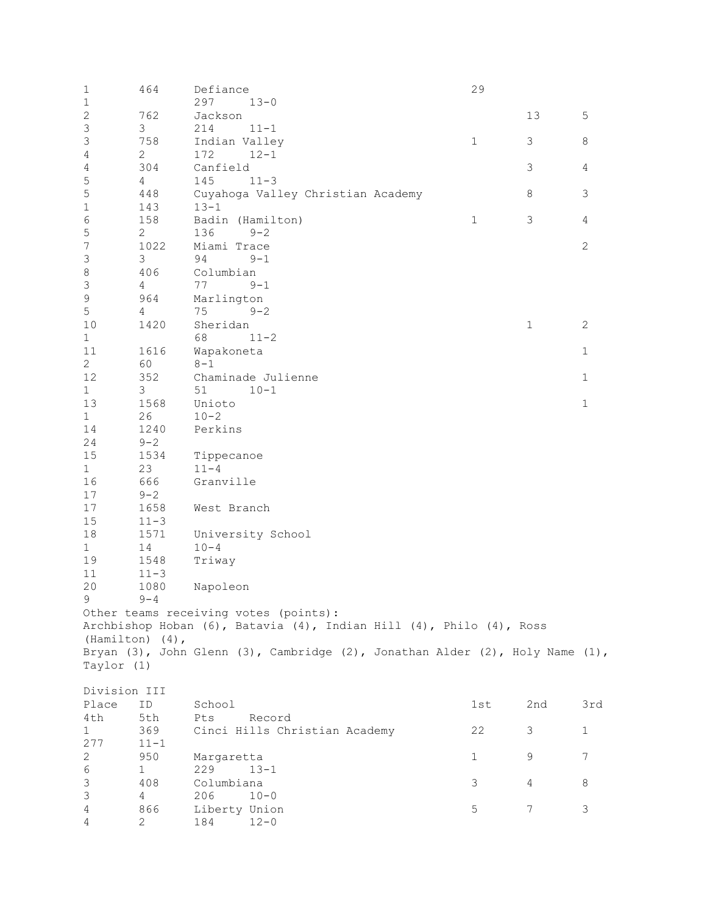| Place | ID | School | 1st | 2nd | 3rd | 4th | 5th | Pts | Record |
|---|---|---|---|---|---|---|---|---|---|
| 1 | 464 | Defiance | 29 | | | 1 | | 297 | 13-0 |
| 2 | 762 | Jackson | | 13 | 5 | 3 | 3 | 214 | 11-1 |
| 3 | 758 | Indian Valley | 1 | 3 | 8 | 4 | 2 | 172 | 12-1 |
| 4 | 304 | Canfield | | 3 | 4 | 5 | 4 | 145 | 11-3 |
| 5 | 448 | Cuyahoga Valley Christian Academy | | 8 | 3 | 1 | | 143 | 13-1 |
| 6 | 158 | Badin (Hamilton) | 1 | 3 | 4 | 5 | 2 | 136 | 9-2 |
| 7 | 1022 | Miami Trace | | | 2 | 3 | 3 | 94 | 9-1 |
| 8 | 406 | Columbian | | | | 3 | 4 | 77 | 9-1 |
| 9 | 964 | Marlington | | | | 5 | 4 | 75 | 9-2 |
| 10 | 1420 | Sheridan | | 1 | 2 | 1 | | 68 | 11-2 |
| 11 | 1616 | Wapakoneta | | | 1 | 2 | | 60 | 8-1 |
| 12 | 352 | Chaminade Julienne | | | 1 | 1 | 3 | 51 | 10-1 |
| 13 | 1568 | Unioto | | | 1 | 1 | | 26 | 10-2 |
| 14 | 1240 | Perkins | | | | | | 24 | 9-2 |
| 15 | 1534 | Tippecanoe | | | | 1 | | 23 | 11-4 |
| 16 | 666 | Granville | | | | | | 17 | 9-2 |
| 17 | 1658 | West Branch | | | | | | 15 | 11-3 |
| 18 | 1571 | University School | | | | 1 | | 14 | 10-4 |
| 19 | 1548 | Triway | | | | | | 11 | 11-3 |
| 20 | 1080 | Napoleon | | | | | | 9 | 9-4 |

Other teams receiving votes (points):
Archbishop Hoban (6), Batavia (4), Indian Hill (4), Philo (4), Ross (Hamilton) (4),
Bryan (3), John Glenn (3), Cambridge (2), Jonathan Alder (2), Holy Name (1), Taylor (1)

Division III

| Place | ID | School | 1st | 2nd | 3rd | 4th | 5th | Pts | Record |
|---|---|---|---|---|---|---|---|---|---|
| 1 | 369 | Cinci Hills Christian Academy | 22 | 3 | 1 | | | 277 | 11-1 |
| 2 | 950 | Margaretta | 1 | 9 | 7 | 6 | 1 | 229 | 13-1 |
| 3 | 408 | Columbiana | 3 | 4 | 8 | 3 | 4 | 206 | 10-0 |
| 4 | 866 | Liberty Union | 5 | 7 | 3 | 4 | 2 | 184 | 12-0 |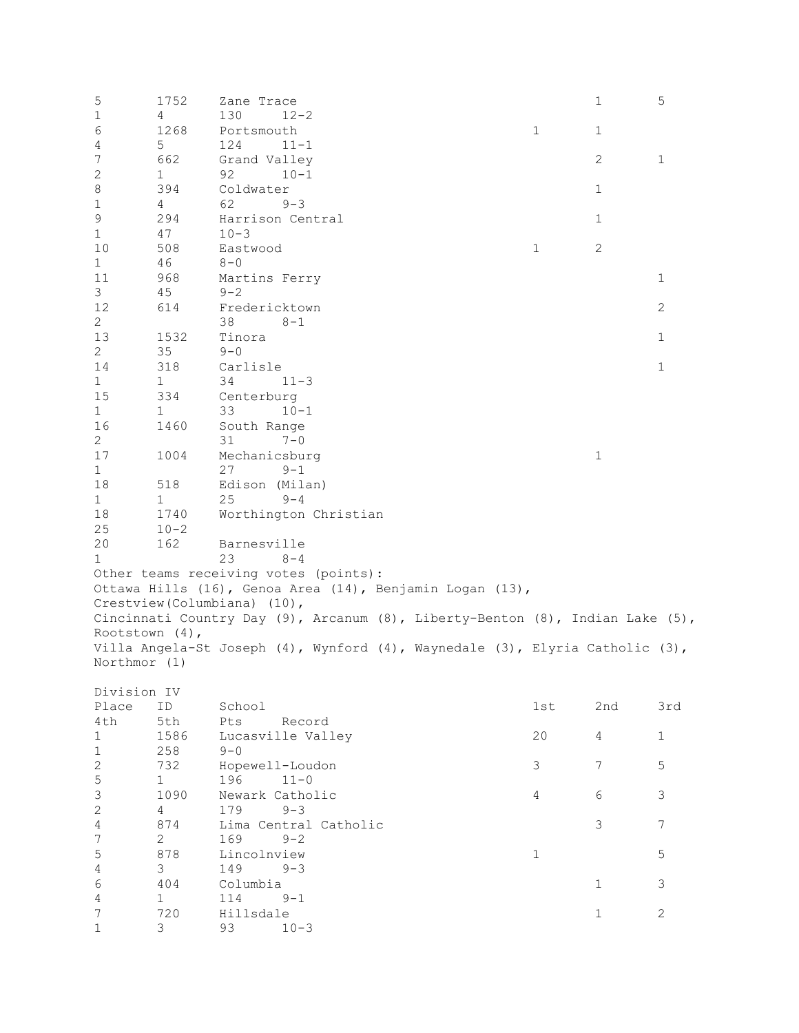| Place | ID | School | 1st | 2nd | 3rd | 4th | 5th | Pts | Record |
|---|---|---|---|---|---|---|---|---|---|
| 5 | 1752 | Zane Trace | | 1 | 5 | 1 | 4 | 130 | 12-2 |
| 6 | 1268 | Portsmouth | 1 | 1 | | 4 | 5 | 124 | 11-1 |
| 7 | 662 | Grand Valley | | 2 | 1 | 2 | 1 | 92 | 10-1 |
| 8 | 394 | Coldwater | | 1 | | 1 | 4 | 62 | 9-3 |
| 9 | 294 | Harrison Central | | 1 | | 1 | | 47 | 10-3 |
| 10 | 508 | Eastwood | 1 | 2 | | 1 | | 46 | 8-0 |
| 11 | 968 | Martins Ferry | | | 1 | 3 | | 45 | 9-2 |
| 12 | 614 | Fredericktown | | | 2 | 2 | | 38 | 8-1 |
| 13 | 1532 | Tinora | | | 1 | 2 | | 35 | 9-0 |
| 14 | 318 | Carlisle | | | 1 | 1 | 1 | 34 | 11-3 |
| 15 | 334 | Centerburg | | | | 1 | 1 | 33 | 10-1 |
| 16 | 1460 | South Range | | | | 2 | | 31 | 7-0 |
| 17 | 1004 | Mechanicsburg | | 1 | | 1 | | 27 | 9-1 |
| 18 | 518 | Edison (Milan) | | | | 1 | 1 | 25 | 9-4 |
| 18 | 1740 | Worthington Christian | | | | | | 25 | 10-2 |
| 20 | 162 | Barnesville | | | | 1 | | 23 | 8-4 |

Other teams receiving votes (points):
Ottawa Hills (16), Genoa Area (14), Benjamin Logan (13), Crestview(Columbiana) (10), Cincinnati Country Day (9), Arcanum (8), Liberty-Benton (8), Indian Lake (5), Rootstown (4), Villa Angela-St Joseph (4), Wynford (4), Waynedale (3), Elyria Catholic (3), Northmor (1)

Division IV

| Place | ID | School | 1st | 2nd | 3rd | 4th | 5th | Pts | Record |
|---|---|---|---|---|---|---|---|---|---|
| 1 | 1586 | Lucasville Valley | 20 | 4 | 1 | 1 | | 258 | 9-0 |
| 2 | 732 | Hopewell-Loudon | 3 | 7 | 5 | 5 | 1 | 196 | 11-0 |
| 3 | 1090 | Newark Catholic | 4 | 6 | 3 | 2 | 4 | 179 | 9-3 |
| 4 | 874 | Lima Central Catholic | | 3 | 7 | 7 | 2 | 169 | 9-2 |
| 5 | 878 | Lincolnview | 1 | | 5 | 4 | 3 | 149 | 9-3 |
| 6 | 404 | Columbia | | 1 | 3 | 4 | 1 | 114 | 9-1 |
| 7 | 720 | Hillsdale | | 1 | 2 | 1 | 3 | 93 | 10-3 |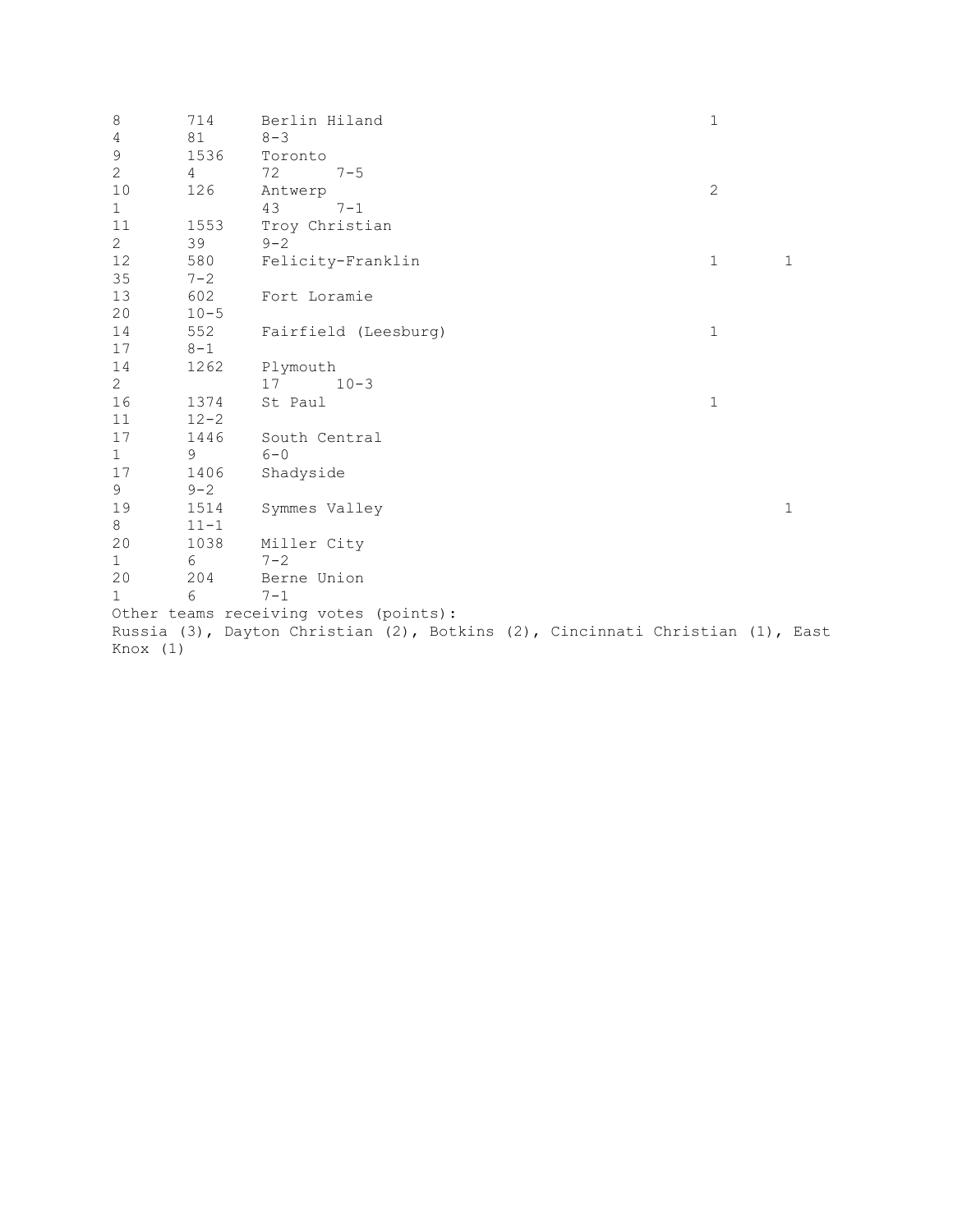8 714 Berlin Hiland 1
4 81 8-3
9 1536 Toronto
2 4 72 7-5
10 126 Antwerp 2
1 43 7-1
11 1553 Troy Christian
2 39 9-2
12 580 Felicity-Franklin 1 1
35 7-2
13 602 Fort Loramie
20 10-5
14 552 Fairfield (Leesburg) 1
17 8-1
14 1262 Plymouth
2 17 10-3
16 1374 St Paul 1
11 12-2
17 1446 South Central
1 9 6-0
17 1406 Shadyside
9 9-2
19 1514 Symmes Valley 1
8 11-1
20 1038 Miller City
1 6 7-2
20 204 Berne Union
1 6 7-1

Other teams receiving votes (points):
Russia (3), Dayton Christian (2), Botkins (2), Cincinnati Christian (1), East Knox (1)